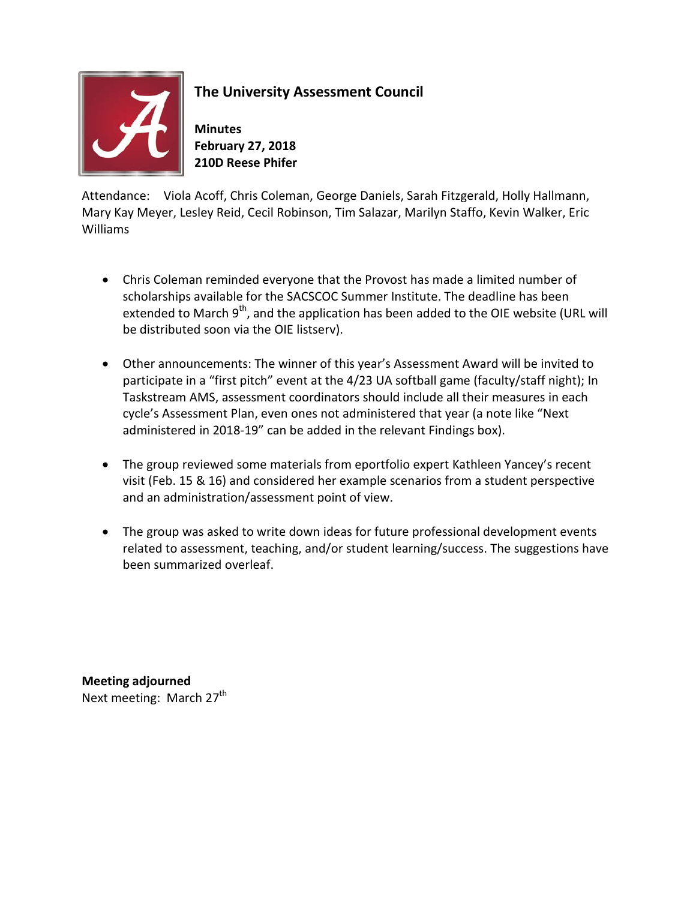# The University Assessment Council

**Minutes**
**February 27, 2018**
**210D Reese Phifer**

Attendance: Viola Acoff, Chris Coleman, George Daniels, Sarah Fitzgerald, Holly Hallmann, Mary Kay Meyer, Lesley Reid, Cecil Robinson, Tim Salazar, Marilyn Staffo, Kevin Walker, Eric Williams

- Chris Coleman reminded everyone that the Provost has made a limited number of scholarships available for the SACSCOC Summer Institute. The deadline has been extended to March 9th, and the application has been added to the OIE website (URL will be distributed soon via the OIE listserv).

- Other announcements: The winner of this year's Assessment Award will be invited to participate in a "first pitch" event at the 4/23 UA softball game (faculty/staff night); In Taskstream AMS, assessment coordinators should include all their measures in each cycle's Assessment Plan, even ones not administered that year (a note like "Next administered in 2018-19" can be added in the relevant Findings box).

- The group reviewed some materials from eportfolio expert Kathleen Yancey's recent visit (Feb. 15 & 16) and considered her example scenarios from a student perspective and an administration/assessment point of view.

- The group was asked to write down ideas for future professional development events related to assessment, teaching, and/or student learning/success. The suggestions have been summarized overleaf.

**Meeting adjourned**
Next meeting: March 27th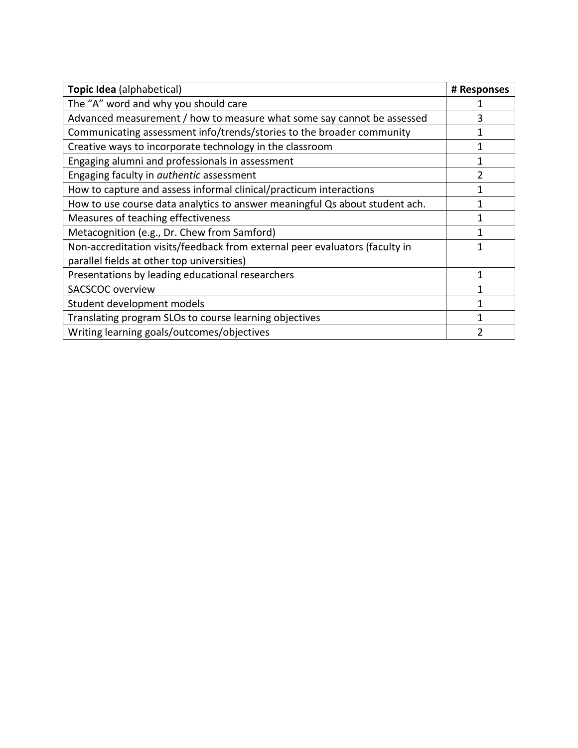| **Topic Idea** (alphabetical) | **# Responses** |
|---|---|
| The "A" word and why you should care | 1 |
| Advanced measurement / how to measure what some say cannot be assessed | 3 |
| Communicating assessment info/trends/stories to the broader community | 1 |
| Creative ways to incorporate technology in the classroom | 1 |
| Engaging alumni and professionals in assessment | 1 |
| Engaging faculty in *authentic* assessment | 2 |
| How to capture and assess informal clinical/practicum interactions | 1 |
| How to use course data analytics to answer meaningful Qs about student ach. | 1 |
| Measures of teaching effectiveness | 1 |
| Metacognition (e.g., Dr. Chew from Samford) | 1 |
| Non-accreditation visits/feedback from external peer evaluators (faculty in parallel fields at other top universities) | 1 |
| Presentations by leading educational researchers | 1 |
| SACSCOC overview | 1 |
| Student development models | 1 |
| Translating program SLOs to course learning objectives | 1 |
| Writing learning goals/outcomes/objectives | 2 |